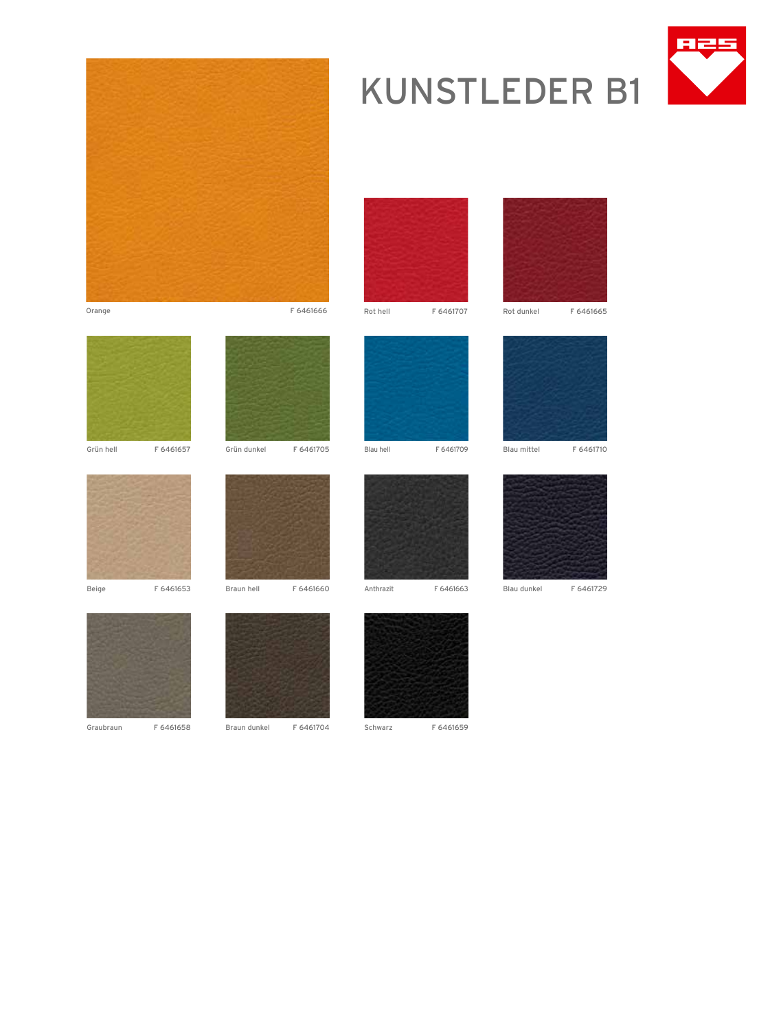# KUNSTLEDER B1

Orange F 6461666

Rot hell F 6461707

Rot dunkel F 6461665

Grün hell F 6461657

Grün dunkel F 6461705

Blau hell F 6461709

Blau mittel F 6461710

Beige F 6461653

Braun hell F 6461660

Anthrazit F 6461663

Blau dunkel F 6461729

Graubraun F 6461658

Braun dunkel F 6461704

Schwarz F 6461659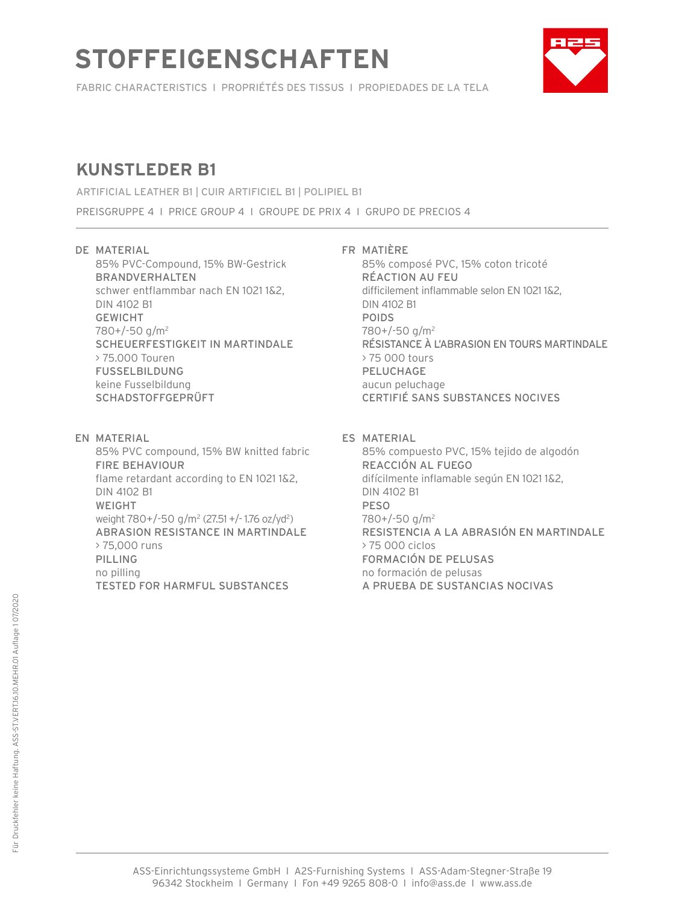# STOFFEIGENSCHAFTEN

FABRIC CHARACTERISTICS I PROPRIÉTÉS DES TISSUS I PROPIEDADES DE LA TELA

## KUNSTLEDER B1

ARTIFICIAL LEATHER B1 | CUIR ARTIFICIEL B1 | POLIPIEL B1

PREISGRUPPE 4 I PRICE GROUP 4 I GROUPE DE PRIX 4 I GRUPO DE PRECIOS 4

---

**DE**

MATERIAL
85% PVC-Compound, 15% BW-Gestrick

BRANDVERHALTEN
schwer entflammbar nach EN 1021 1&2, DIN 4102 B1

GEWICHT
780+/-50 g/m²

SCHEUERFESTIGKEIT IN MARTINDALE
> 75.000 Touren

FUSSELBILDUNG
keine Fusselbildung

SCHADSTOFFGEPRÜFT

**FR**

MATIÈRE
85% composé PVC, 15% coton tricoté

RÉACTION AU FEU
difficilement inflammable selon EN 1021 1&2, DIN 4102 B1

POIDS
780+/-50 g/m²

RÉSISTANCE À L'ABRASION EN TOURS MARTINDALE
> 75 000 tours

PELUCHAGE
aucun peluchage

CERTIFIÉ SANS SUBSTANCES NOCIVES

**EN**

MATERIAL
85% PVC compound, 15% BW knitted fabric

FIRE BEHAVIOUR
flame retardant according to EN 1021 1&2, DIN 4102 B1

WEIGHT
weight 780+/-50 g/m² (27.51 +/- 1.76 oz/yd²)

ABRASION RESISTANCE IN MARTINDALE
> 75,000 runs

PILLING
no pilling

TESTED FOR HARMFUL SUBSTANCES

**ES**

MATERIAL
85% compuesto PVC, 15% tejido de algodón

REACCIÓN AL FUEGO
difícilmente inflamable según EN 1021 1&2, DIN 4102 B1

PESO
780+/-50 g/m²

RESISTENCIA A LA ABRASIÓN EN MARTINDALE
> 75 000 ciclos

FORMACIÓN DE PELUSAS
no formación de pelusas

A PRUEBA DE SUSTANCIAS NOCIVAS

Für Druckfehler keine Haftung. ASS-ST.VERT.16.10.MEHR.01 Auflage 1 07/2020

---

ASS-Einrichtungssysteme GmbH I A2S-Furnishing Systems I ASS-Adam-Stegner-Straße 19
96342 Stockheim I Germany I Fon +49 9265 808-0 I info@ass.de I www.ass.de